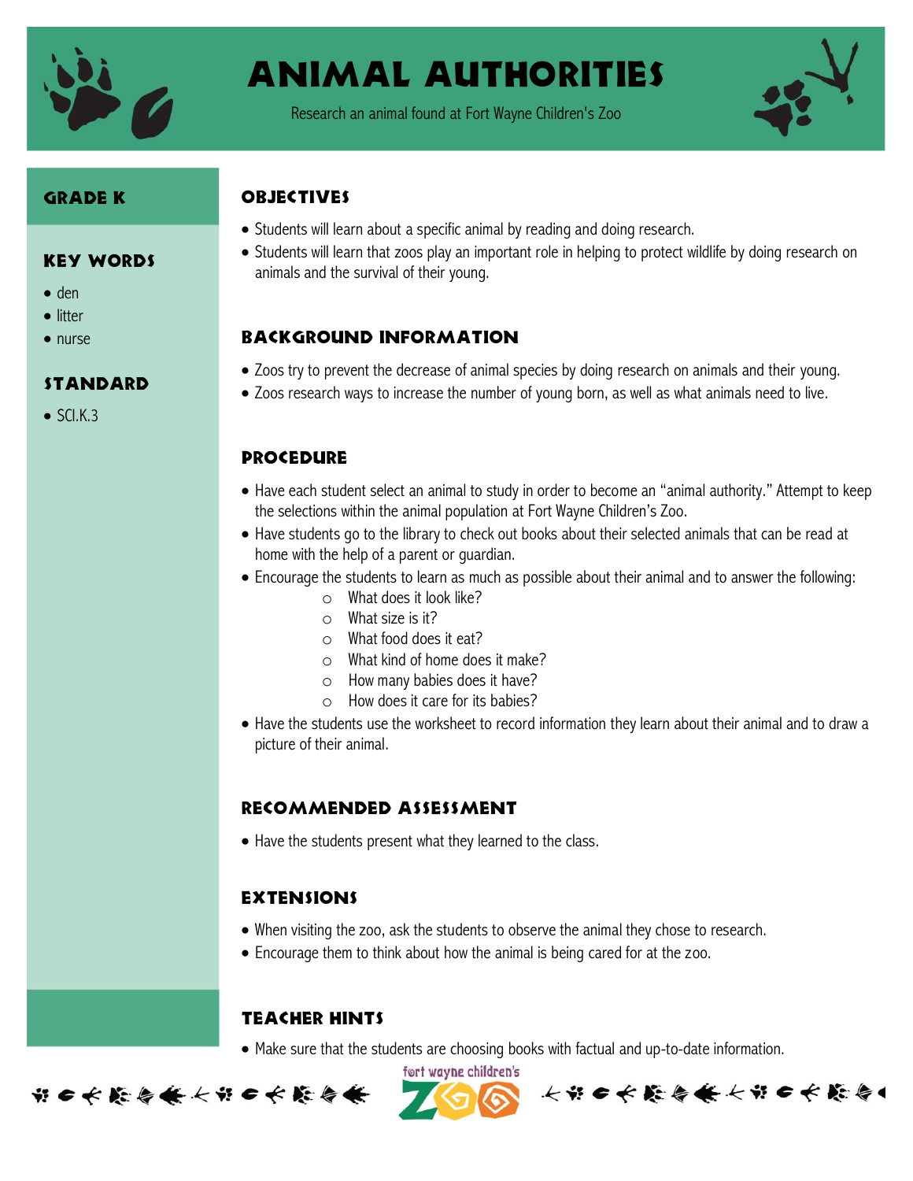# ANIMAL AUTHORITIES

Research an animal found at Fort Wayne Children's Zoo

## GRADE K

## KEY WORDS

- den
- litter
- nurse

## STANDARD

- SCI.K.3

## OBJECTIVES

- Students will learn about a specific animal by reading and doing research.
- Students will learn that zoos play an important role in helping to protect wildlife by doing research on animals and the survival of their young.

## BACKGROUND INFORMATION

- Zoos try to prevent the decrease of animal species by doing research on animals and their young.
- Zoos research ways to increase the number of young born, as well as what animals need to live.

## PROCEDURE

- Have each student select an animal to study in order to become an "animal authority." Attempt to keep the selections within the animal population at Fort Wayne Children's Zoo.
- Have students go to the library to check out books about their selected animals that can be read at home with the help of a parent or guardian.
- Encourage the students to learn as much as possible about their animal and to answer the following:
  - What does it look like?
  - What size is it?
  - What food does it eat?
  - What kind of home does it make?
  - How many babies does it have?
  - How does it care for its babies?
- Have the students use the worksheet to record information they learn about their animal and to draw a picture of their animal.

## RECOMMENDED ASSESSMENT

- Have the students present what they learned to the class.

## EXTENSIONS

- When visiting the zoo, ask the students to observe the animal they chose to research.
- Encourage them to think about how the animal is being cared for at the zoo.

## TEACHER HINTS

- Make sure that the students are choosing books with factual and up-to-date information.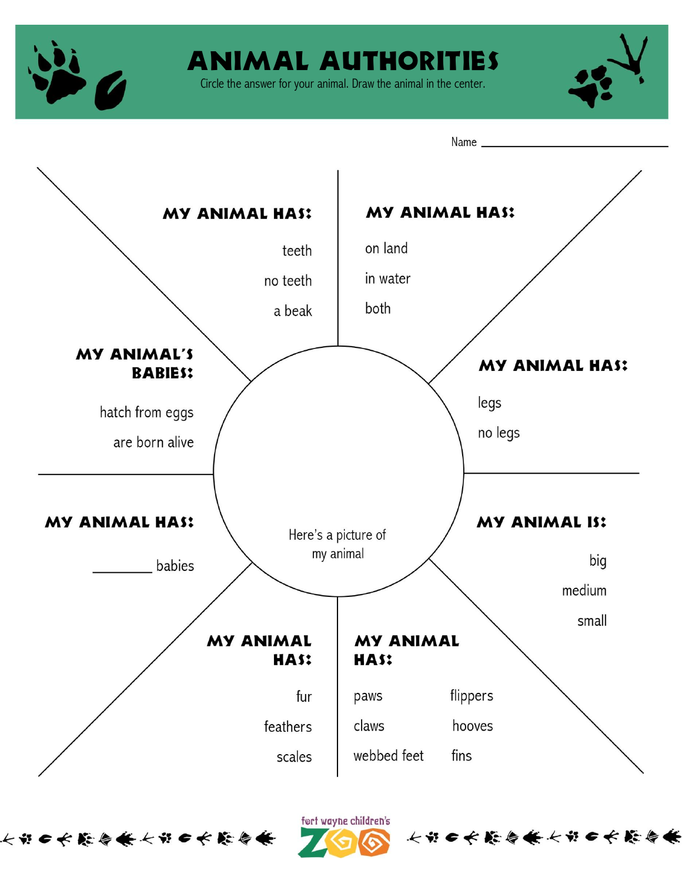# ANIMAL AUTHORITIES

Circle the answer for your animal. Draw the animal in the center.

Name ______________________________

### MY ANIMAL HAS:

teeth

no teeth

a beak

### MY ANIMAL HAS:

on land

in water

both

### MY ANIMAL'S BABIES:

hatch from eggs

are born alive

### MY ANIMAL HAS:

legs

no legs

Here's a picture of my animal

### MY ANIMAL HAS:

________ babies

### MY ANIMAL IS:

big

medium

small

### MY ANIMAL HAS:

fur

feathers

scales

### MY ANIMAL HAS:

paws

claws

webbed feet

flippers

hooves

fins

fort wayne children's ZOO